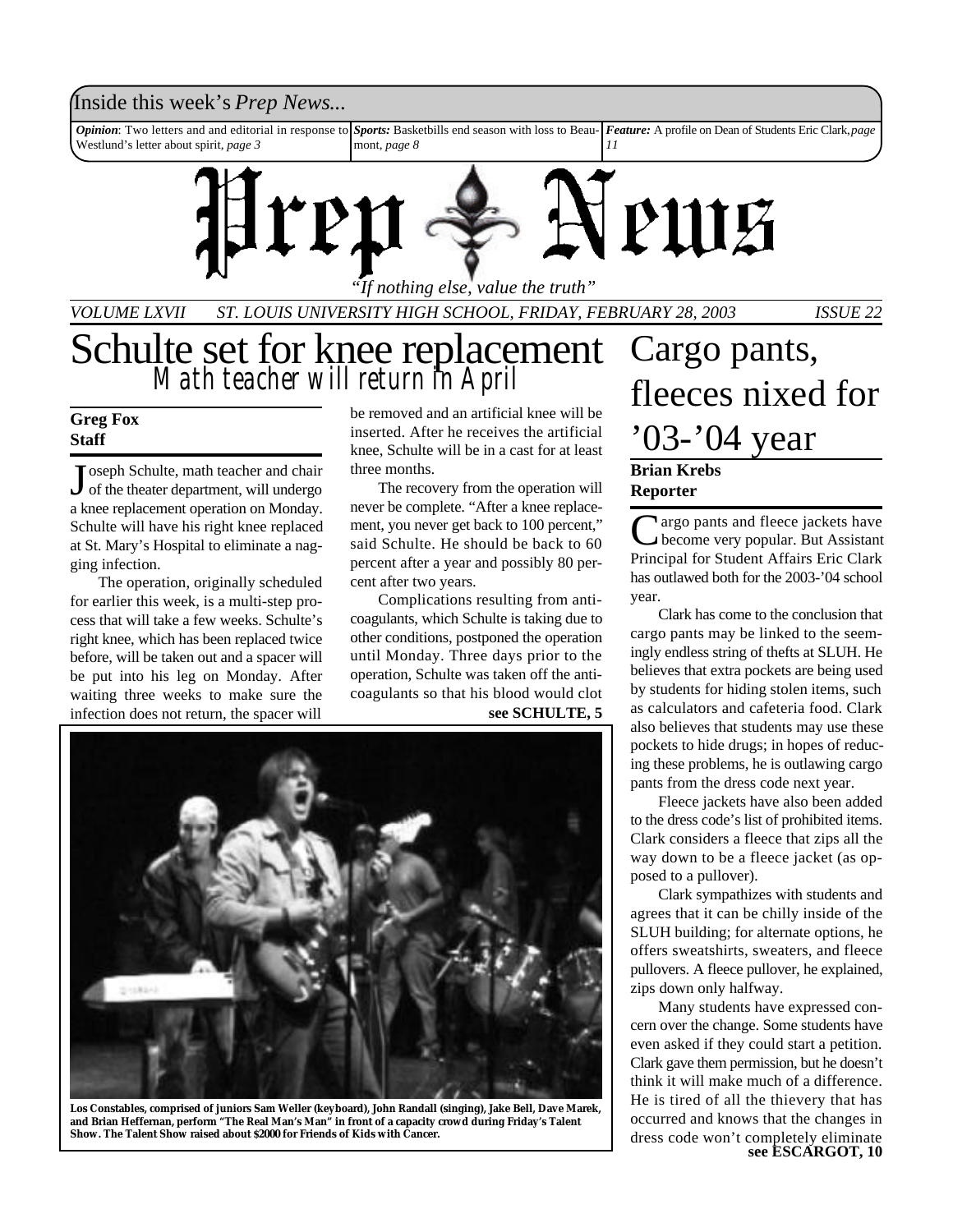Inside this week's *Prep News...*

***Opinion***: Two letters and and editorial in response to Westlund's letter about spirit, *page 3*

***Sports:*** Basketbills end season with loss to Beaumont, *page 8*

***Feature:*** A profile on Dean of Students Eric Clark, *page 11*

# Prep News

*"If nothing else, value the truth"*

*VOLUME LXVII ST. LOUIS UNIVERSITY HIGH SCHOOL, FRIDAY, FEBRUARY 28, 2003 ISSUE 22*

# Schulte set for knee replacement

## Math teacher will return in April

**Greg Fox**
**Staff**

Joseph Schulte, math teacher and chair of the theater department, will undergo a knee replacement operation on Monday. Schulte will have his right knee replaced at St. Mary's Hospital to eliminate a nagging infection.

The operation, originally scheduled for earlier this week, is a multi-step process that will take a few weeks. Schulte's right knee, which has been replaced twice before, will be taken out and a spacer will be put into his leg on Monday. After waiting three weeks to make sure the infection does not return, the spacer will be removed and an artificial knee will be inserted. After he receives the artificial knee, Schulte will be in a cast for at least three months.

The recovery from the operation will never be complete. "After a knee replacement, you never get back to 100 percent," said Schulte. He should be back to 60 percent after a year and possibly 80 percent after two years.

Complications resulting from anticoagulants, which Schulte is taking due to other conditions, postponed the operation until Monday. Three days prior to the operation, Schulte was taken off the anticoagulants so that his blood would clot

**see SCHULTE, 5**

**Los Constables, comprised of juniors Sam Weller (keyboard), John Randall (singing), Jake Bell, Dave Marek, and Brian Heffernan, perform "The Real Man's Man" in front of a capacity crowd during Friday's Talent Show. The Talent Show raised about $2000 for Friends of Kids with Cancer.**

# Cargo pants, fleeces nixed for '03-'04 year

**Brian Krebs**
**Reporter**

Cargo pants and fleece jackets have become very popular. But Assistant Principal for Student Affairs Eric Clark has outlawed both for the 2003-'04 school year.

Clark has come to the conclusion that cargo pants may be linked to the seemingly endless string of thefts at SLUH. He believes that extra pockets are being used by students for hiding stolen items, such as calculators and cafeteria food. Clark also believes that students may use these pockets to hide drugs; in hopes of reducing these problems, he is outlawing cargo pants from the dress code next year.

Fleece jackets have also been added to the dress code's list of prohibited items. Clark considers a fleece that zips all the way down to be a fleece jacket (as opposed to a pullover).

Clark sympathizes with students and agrees that it can be chilly inside of the SLUH building; for alternate options, he offers sweatshirts, sweaters, and fleece pullovers. A fleece pullover, he explained, zips down only halfway.

Many students have expressed concern over the change. Some students have even asked if they could start a petition. Clark gave them permission, but he doesn't think it will make much of a difference. He is tired of all the thievery that has occurred and knows that the changes in dress code won't completely eliminate

**see ESCARGOT, 10**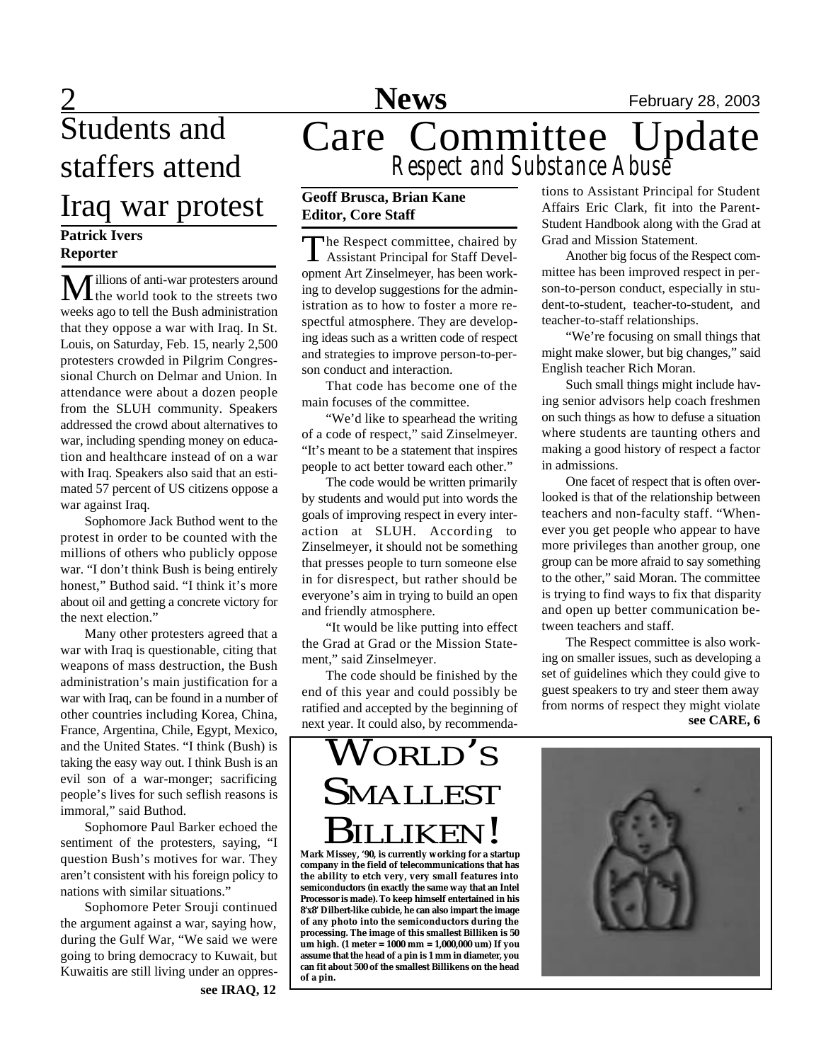# Students and staffers attend Iraq war protest

**Patrick Ivers**
**Reporter**

Millions of anti-war protesters around the world took to the streets two weeks ago to tell the Bush administration that they oppose a war with Iraq. In St. Louis, on Saturday, Feb. 15, nearly 2,500 protesters crowded in Pilgrim Congressional Church on Delmar and Union. In attendance were about a dozen people from the SLUH community. Speakers addressed the crowd about alternatives to war, including spending money on education and healthcare instead of on a war with Iraq. Speakers also said that an estimated 57 percent of US citizens oppose a war against Iraq.

Sophomore Jack Buthod went to the protest in order to be counted with the millions of others who publicly oppose war. "I don't think Bush is being entirely honest," Buthod said. "I think it's more about oil and getting a concrete victory for the next election."

Many other protesters agreed that a war with Iraq is questionable, citing that weapons of mass destruction, the Bush administration's main justification for a war with Iraq, can be found in a number of other countries including Korea, China, France, Argentina, Chile, Egypt, Mexico, and the United States. "I think (Bush) is taking the easy way out. I think Bush is an evil son of a war-monger; sacrificing people's lives for such seflish reasons is immoral," said Buthod.

Sophomore Paul Barker echoed the sentiment of the protesters, saying, "I question Bush's motives for war. They aren't consistent with his foreign policy to nations with similar situations."

Sophomore Peter Srouji continued the argument against a war, saying how, during the Gulf War, "We said we were going to bring democracy to Kuwait, but Kuwaitis are still living under an oppres-

**see IRAQ, 12**

# Care Committee Update

## *Respect and Substance Abuse*

**Geoff Brusca, Brian Kane**
**Editor, Core Staff**

The Respect committee, chaired by Assistant Principal for Staff Development Art Zinselmeyer, has been working to develop suggestions for the administration as to how to foster a more respectful atmosphere. They are developing ideas such as a written code of respect and strategies to improve person-to-person conduct and interaction.

That code has become one of the main focuses of the committee.

"We'd like to spearhead the writing of a code of respect," said Zinselmeyer. "It's meant to be a statement that inspires people to act better toward each other."

The code would be written primarily by students and would put into words the goals of improving respect in every interaction at SLUH. According to Zinselmeyer, it should not be something that presses people to turn someone else in for disrespect, but rather should be everyone's aim in trying to build an open and friendly atmosphere.

"It would be like putting into effect the Grad at Grad or the Mission Statement," said Zinselmeyer.

The code should be finished by the end of this year and could possibly be ratified and accepted by the beginning of next year. It could also, by recommendations to Assistant Principal for Student Affairs Eric Clark, fit into the Parent-Student Handbook along with the Grad at Grad and Mission Statement.

Another big focus of the Respect committee has been improved respect in person-to-person conduct, especially in student-to-student, teacher-to-student, and teacher-to-staff relationships.

"We're focusing on small things that might make slower, but big changes," said English teacher Rich Moran.

Such small things might include having senior advisors help coach freshmen on such things as how to defuse a situation where students are taunting others and making a good history of respect a factor in admissions.

One facet of respect that is often overlooked is that of the relationship between teachers and non-faculty staff. "Whenever you get people who appear to have more privileges than another group, one group can be more afraid to say something to the other," said Moran. The committee is trying to find ways to fix that disparity and open up better communication between teachers and staff.

The Respect committee is also working on smaller issues, such as developing a set of guidelines which they could give to guest speakers to try and steer them away from norms of respect they might violate

**see CARE, 6**

# World's Smallest Billiken!

**Mark Missey, '90, is currently working for a startup company in the field of telecommunications that has the ability to etch very, very small features into semiconductors (in exactly the same way that an Intel Processor is made). To keep himself entertained in his 8'x8' Dilbert-like cubicle, he can also impart the image of any photo into the semiconductors during the processing. The image of this smallest Billiken is 50 um high. (1 meter = 1000 mm = 1,000,000 um) If you assume that the head of a pin is 1 mm in diameter, you can fit about 500 of the smallest Billikens on the head of a pin.**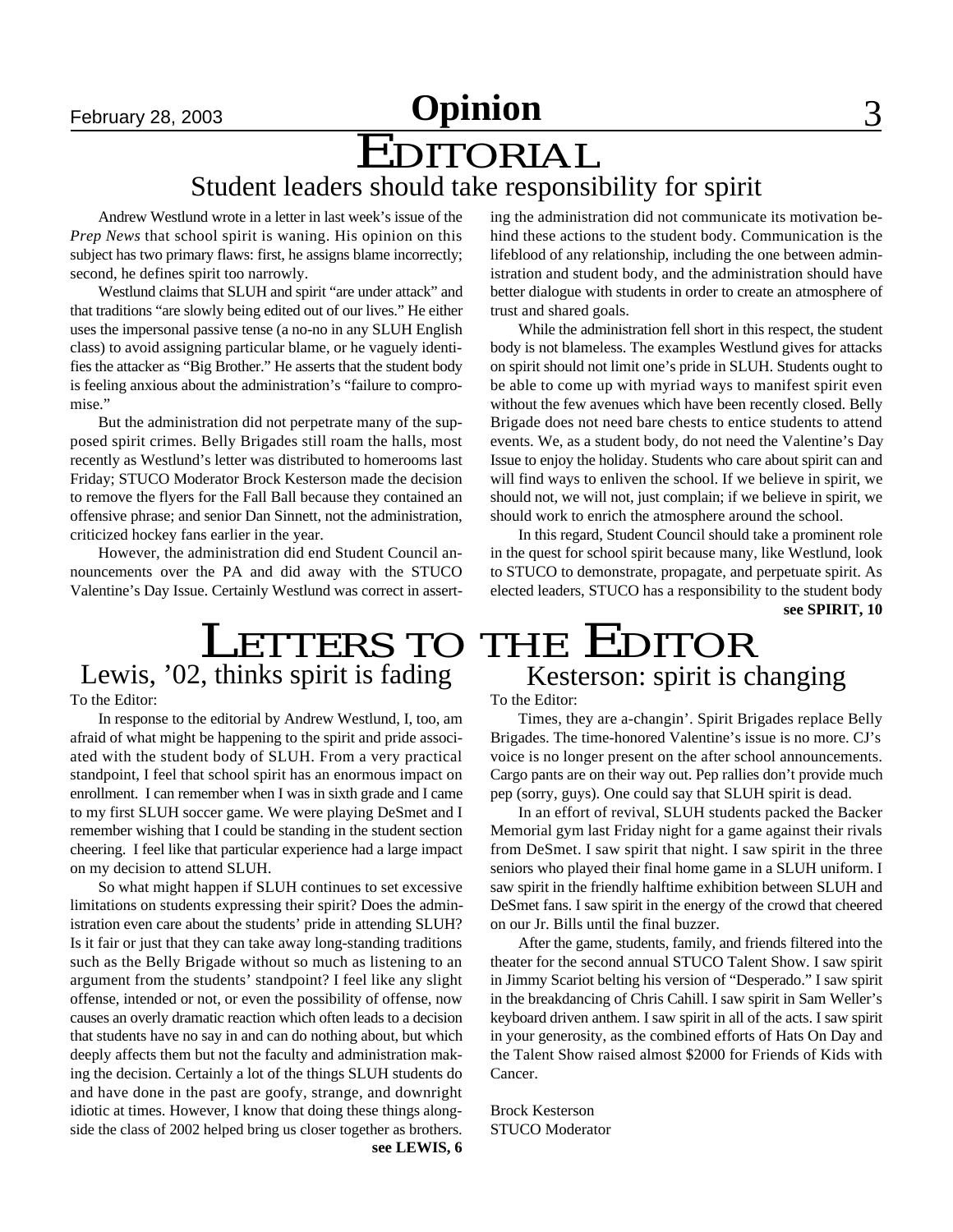# Opinion

# EDITORIAL

## Student leaders should take responsibility for spirit

Andrew Westlund wrote in a letter in last week's issue of the *Prep News* that school spirit is waning. His opinion on this subject has two primary flaws: first, he assigns blame incorrectly; second, he defines spirit too narrowly.

Westlund claims that SLUH and spirit "are under attack" and that traditions "are slowly being edited out of our lives." He either uses the impersonal passive tense (a no-no in any SLUH English class) to avoid assigning particular blame, or he vaguely identifies the attacker as "Big Brother." He asserts that the student body is feeling anxious about the administration's "failure to compromise."

But the administration did not perpetrate many of the supposed spirit crimes. Belly Brigades still roam the halls, most recently as Westlund's letter was distributed to homerooms last Friday; STUCO Moderator Brock Kesterson made the decision to remove the flyers for the Fall Ball because they contained an offensive phrase; and senior Dan Sinnett, not the administration, criticized hockey fans earlier in the year.

However, the administration did end Student Council announcements over the PA and did away with the STUCO Valentine's Day Issue. Certainly Westlund was correct in asserting the administration did not communicate its motivation behind these actions to the student body. Communication is the lifeblood of any relationship, including the one between administration and student body, and the administration should have better dialogue with students in order to create an atmosphere of trust and shared goals.

While the administration fell short in this respect, the student body is not blameless. The examples Westlund gives for attacks on spirit should not limit one's pride in SLUH. Students ought to be able to come up with myriad ways to manifest spirit even without the few avenues which have been recently closed. Belly Brigade does not need bare chests to entice students to attend events. We, as a student body, do not need the Valentine's Day Issue to enjoy the holiday. Students who care about spirit can and will find ways to enliven the school. If we believe in spirit, we should not, we will not, just complain; if we believe in spirit, we should work to enrich the atmosphere around the school.

In this regard, Student Council should take a prominent role in the quest for school spirit because many, like Westlund, look to STUCO to demonstrate, propagate, and perpetuate spirit. As elected leaders, STUCO has a responsibility to the student body

**see SPIRIT, 10**

# LETTERS TO THE EDITOR

## Lewis, '02, thinks spirit is fading

To the Editor:

In response to the editorial by Andrew Westlund, I, too, am afraid of what might be happening to the spirit and pride associated with the student body of SLUH. From a very practical standpoint, I feel that school spirit has an enormous impact on enrollment. I can remember when I was in sixth grade and I came to my first SLUH soccer game. We were playing DeSmet and I remember wishing that I could be standing in the student section cheering. I feel like that particular experience had a large impact on my decision to attend SLUH.

So what might happen if SLUH continues to set excessive limitations on students expressing their spirit? Does the administration even care about the students' pride in attending SLUH? Is it fair or just that they can take away long-standing traditions such as the Belly Brigade without so much as listening to an argument from the students' standpoint? I feel like any slight offense, intended or not, or even the possibility of offense, now causes an overly dramatic reaction which often leads to a decision that students have no say in and can do nothing about, but which deeply affects them but not the faculty and administration making the decision. Certainly a lot of the things SLUH students do and have done in the past are goofy, strange, and downright idiotic at times. However, I know that doing these things alongside the class of 2002 helped bring us closer together as brothers.

**see LEWIS, 6**

## Kesterson: spirit is changing

To the Editor:

Times, they are a-changin'. Spirit Brigades replace Belly Brigades. The time-honored Valentine's issue is no more. CJ's voice is no longer present on the after school announcements. Cargo pants are on their way out. Pep rallies don't provide much pep (sorry, guys). One could say that SLUH spirit is dead.

In an effort of revival, SLUH students packed the Backer Memorial gym last Friday night for a game against their rivals from DeSmet. I saw spirit that night. I saw spirit in the three seniors who played their final home game in a SLUH uniform. I saw spirit in the friendly halftime exhibition between SLUH and DeSmet fans. I saw spirit in the energy of the crowd that cheered on our Jr. Bills until the final buzzer.

After the game, students, family, and friends filtered into the theater for the second annual STUCO Talent Show. I saw spirit in Jimmy Scariot belting his version of "Desperado." I saw spirit in the breakdancing of Chris Cahill. I saw spirit in Sam Weller's keyboard driven anthem. I saw spirit in all of the acts. I saw spirit in your generosity, as the combined efforts of Hats On Day and the Talent Show raised almost $2000 for Friends of Kids with Cancer.

Brock Kesterson
STUCO Moderator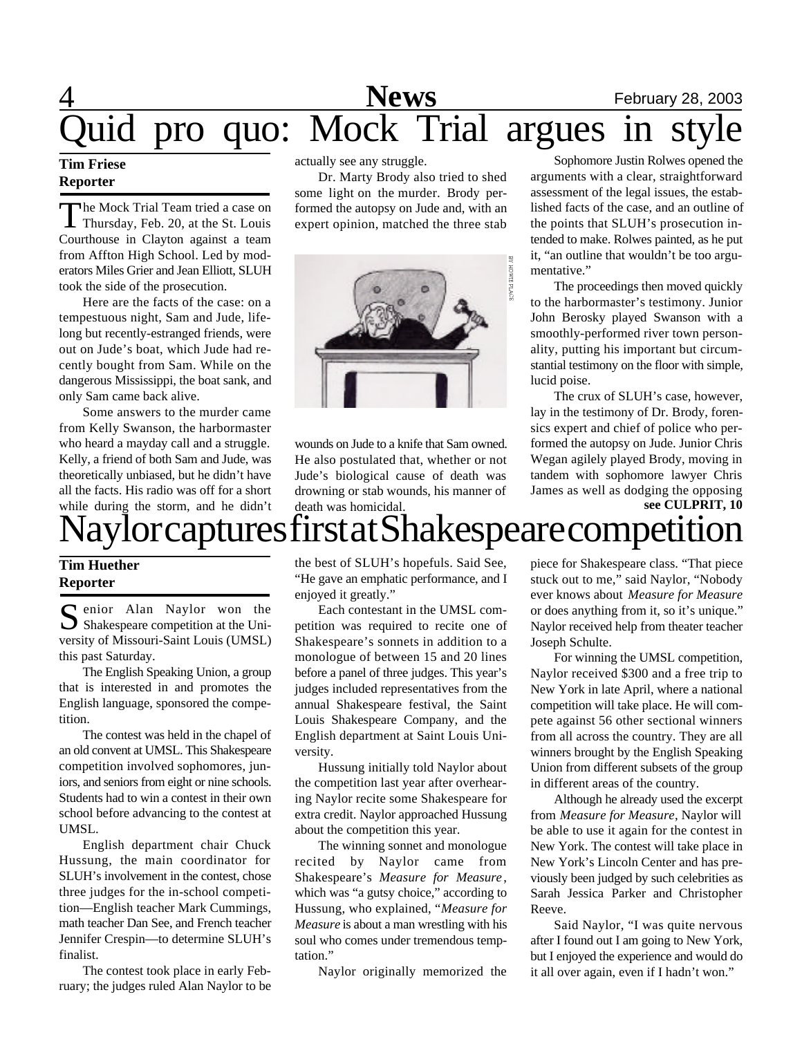# Quid pro quo: Mock Trial argues in style

**Tim Friese**
**Reporter**

The Mock Trial Team tried a case on Thursday, Feb. 20, at the St. Louis Courthouse in Clayton against a team from Affton High School. Led by moderators Miles Grier and Jean Elliott, SLUH took the side of the prosecution.

Here are the facts of the case: on a tempestuous night, Sam and Jude, lifelong but recently-estranged friends, were out on Jude's boat, which Jude had recently bought from Sam. While on the dangerous Mississippi, the boat sank, and only Sam came back alive.

Some answers to the murder came from Kelly Swanson, the harbormaster who heard a mayday call and a struggle. Kelly, a friend of both Sam and Jude, was theoretically unbiased, but he didn't have all the facts. His radio was off for a short while during the storm, and he didn't actually see any struggle.

Dr. Marty Brody also tried to shed some light on the murder. Brody performed the autopsy on Jude and, with an expert opinion, matched the three stab wounds on Jude to a knife that Sam owned. He also postulated that, whether or not Jude's biological cause of death was drowning or stab wounds, his manner of death was homicidal.

BY HOWIE PLACE

Sophomore Justin Rolwes opened the arguments with a clear, straightforward assessment of the legal issues, the established facts of the case, and an outline of the points that SLUH's prosecution intended to make. Rolwes painted, as he put it, "an outline that wouldn't be too argumentative."

The proceedings then moved quickly to the harbormaster's testimony. Junior John Berosky played Swanson with a smoothly-performed river town personality, putting his important but circumstantial testimony on the floor with simple, lucid poise.

The crux of SLUH's case, however, lay in the testimony of Dr. Brody, forensics expert and chief of police who performed the autopsy on Jude. Junior Chris Wegan agilely played Brody, moving in tandem with sophomore lawyer Chris James as well as dodging the opposing

**see CULPRIT, 10**

# Naylor captures first at Shakespeare competition

**Tim Huether**
**Reporter**

Senior Alan Naylor won the Shakespeare competition at the University of Missouri-Saint Louis (UMSL) this past Saturday.

The English Speaking Union, a group that is interested in and promotes the English language, sponsored the competition.

The contest was held in the chapel of an old convent at UMSL. This Shakespeare competition involved sophomores, juniors, and seniors from eight or nine schools. Students had to win a contest in their own school before advancing to the contest at UMSL.

English department chair Chuck Hussung, the main coordinator for SLUH's involvement in the contest, chose three judges for the in-school competition—English teacher Mark Cummings, math teacher Dan See, and French teacher Jennifer Crespin—to determine SLUH's finalist.

The contest took place in early February; the judges ruled Alan Naylor to be the best of SLUH's hopefuls. Said See, "He gave an emphatic performance, and I enjoyed it greatly."

Each contestant in the UMSL competition was required to recite one of Shakespeare's sonnets in addition to a monologue of between 15 and 20 lines before a panel of three judges. This year's judges included representatives from the annual Shakespeare festival, the Saint Louis Shakespeare Company, and the English department at Saint Louis University.

Hussung initially told Naylor about the competition last year after overhearing Naylor recite some Shakespeare for extra credit. Naylor approached Hussung about the competition this year.

The winning sonnet and monologue recited by Naylor came from Shakespeare's *Measure for Measure*, which was "a gutsy choice," according to Hussung, who explained, "*Measure for Measure* is about a man wrestling with his soul who comes under tremendous temptation."

Naylor originally memorized the piece for Shakespeare class. "That piece stuck out to me," said Naylor, "Nobody ever knows about *Measure for Measure* or does anything from it, so it's unique." Naylor received help from theater teacher Joseph Schulte.

For winning the UMSL competition, Naylor received $300 and a free trip to New York in late April, where a national competition will take place. He will compete against 56 other sectional winners from all across the country. They are all winners brought by the English Speaking Union from different subsets of the group in different areas of the country.

Although he already used the excerpt from *Measure for Measure*, Naylor will be able to use it again for the contest in New York. The contest will take place in New York's Lincoln Center and has previously been judged by such celebrities as Sarah Jessica Parker and Christopher Reeve.

Said Naylor, "I was quite nervous after I found out I am going to New York, but I enjoyed the experience and would do it all over again, even if I hadn't won."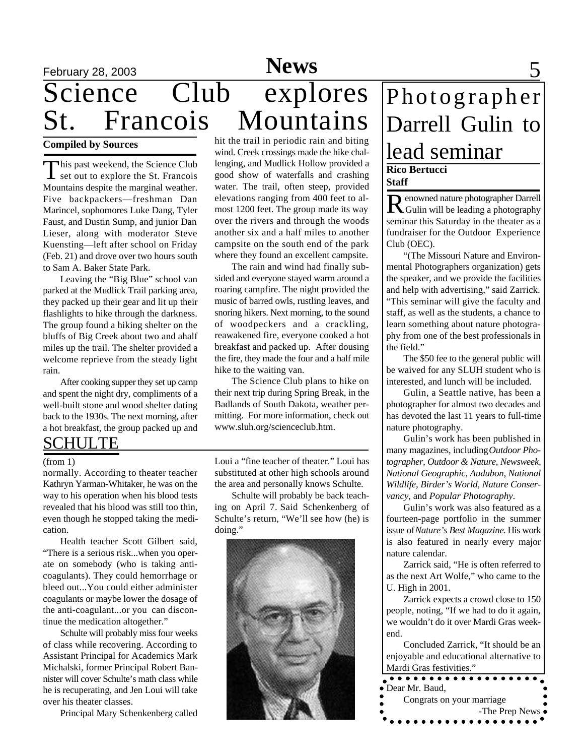# Science Club explores St. Francois Mountains

**Compiled by Sources**

This past weekend, the Science Club set out to explore the St. Francois Mountains despite the marginal weather. Five backpackers—freshman Dan Marincel, sophomores Luke Dang, Tyler Faust, and Dustin Sump, and junior Dan Lieser, along with moderator Steve Kuensting—left after school on Friday (Feb. 21) and drove over two hours south to Sam A. Baker State Park.

Leaving the "Big Blue" school van parked at the Mudlick Trail parking area, they packed up their gear and lit up their flashlights to hike through the darkness. The group found a hiking shelter on the bluffs of Big Creek about two and ahalf miles up the trail. The shelter provided a welcome reprieve from the steady light rain.

After cooking supper they set up camp and spent the night dry, compliments of a well-built stone and wood shelter dating back to the 1930s. The next morning, after a hot breakfast, the group packed up and hit the trail in periodic rain and biting wind. Creek crossings made the hike challenging, and Mudlick Hollow provided a good show of waterfalls and crashing water. The trail, often steep, provided elevations ranging from 400 feet to almost 1200 feet. The group made its way over the rivers and through the woods another six and a half miles to another campsite on the south end of the park where they found an excellent campsite.

The rain and wind had finally subsided and everyone stayed warm around a roaring campfire. The night provided the music of barred owls, rustling leaves, and snoring hikers. Next morning, to the sound of woodpeckers and a crackling, reawakened fire, everyone cooked a hot breakfast and packed up. After dousing the fire, they made the four and a half mile hike to the waiting van.

The Science Club plans to hike on their next trip during Spring Break, in the Badlands of South Dakota, weather permitting. For more information, check out www.sluh.org/scienceclub.htm.

## SCHULTE

(from 1)

normally. According to theater teacher Kathryn Yarman-Whitaker, he was on the way to his operation when his blood tests revealed that his blood was still too thin, even though he stopped taking the medication.

Health teacher Scott Gilbert said, "There is a serious risk...when you operate on somebody (who is taking anticoagulants). They could hemorrhage or bleed out...You could either administer coagulants or maybe lower the dosage of the anti-coagulant...or you can discontinue the medication altogether."

Schulte will probably miss four weeks of class while recovering. According to Assistant Principal for Academics Mark Michalski, former Principal Robert Bannister will cover Schulte's math class while he is recuperating, and Jen Loui will take over his theater classes.

Principal Mary Schenkenberg called Loui a "fine teacher of theater." Loui has substituted at other high schools around the area and personally knows Schulte.

Schulte will probably be back teaching on April 7. Said Schenkenberg of Schulte's return, "We'll see how (he) is doing."

# Photographer Darrell Gulin to lead seminar

**Rico Bertucci**
**Staff**

Renowned nature photographer Darrell Gulin will be leading a photography seminar this Saturday in the theater as a fundraiser for the Outdoor Experience Club (OEC).

"(The Missouri Nature and Environmental Photographers organization) gets the speaker, and we provide the facilities and help with advertising," said Zarrick. "This seminar will give the faculty and staff, as well as the students, a chance to learn something about nature photography from one of the best professionals in the field."

The $50 fee to the general public will be waived for any SLUH student who is interested, and lunch will be included.

Gulin, a Seattle native, has been a photographer for almost two decades and has devoted the last 11 years to full-time nature photography.

Gulin's work has been published in many magazines, including *Outdoor Photographer, Outdoor & Nature, Newsweek, National Geographic, Audubon, National Wildlife, Birder's World, Nature Conservancy,* and *Popular Photography*.

Gulin's work was also featured as a fourteen-page portfolio in the summer issue of *Nature's Best Magazine.* His work is also featured in nearly every major nature calendar.

Zarrick said, "He is often referred to as the next Art Wolfe," who came to the U. High in 2001.

Zarrick expects a crowd close to 150 people, noting, "If we had to do it again, we wouldn't do it over Mardi Gras weekend.

Concluded Zarrick, "It should be an enjoyable and educational alternative to Mardi Gras festivities."

Dear Mr. Baud,
Congrats on your marriage
-The Prep News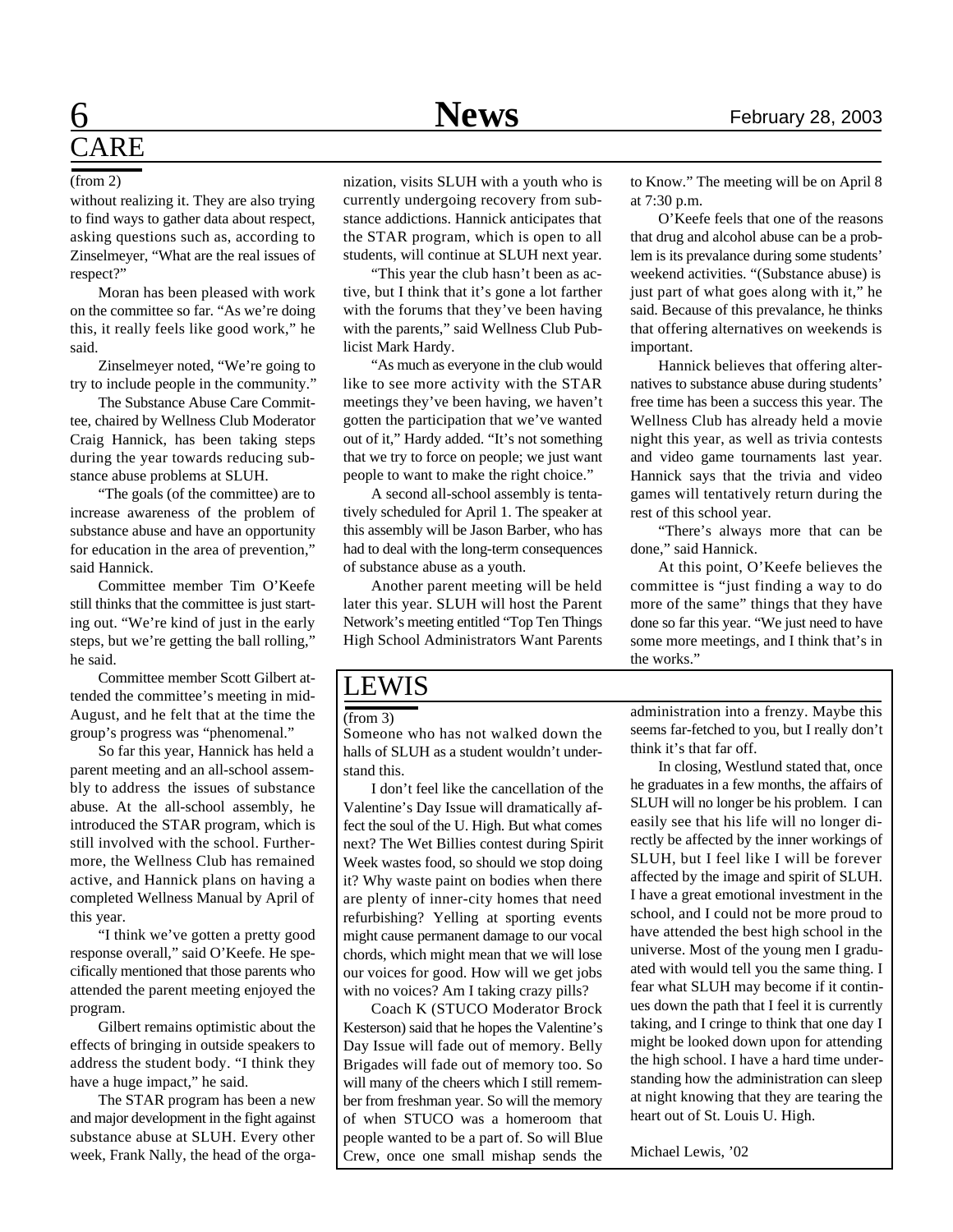# CARE

(from 2)

without realizing it. They are also trying to find ways to gather data about respect, asking questions such as, according to Zinselmeyer, "What are the real issues of respect?"

Moran has been pleased with work on the committee so far. "As we're doing this, it really feels like good work," he said.

Zinselmeyer noted, "We're going to try to include people in the community."

The Substance Abuse Care Committee, chaired by Wellness Club Moderator Craig Hannick, has been taking steps during the year towards reducing substance abuse problems at SLUH.

"The goals (of the committee) are to increase awareness of the problem of substance abuse and have an opportunity for education in the area of prevention," said Hannick.

Committee member Tim O'Keefe still thinks that the committee is just starting out. "We're kind of just in the early steps, but we're getting the ball rolling," he said.

Committee member Scott Gilbert attended the committee's meeting in mid-August, and he felt that at the time the group's progress was "phenomenal."

So far this year, Hannick has held a parent meeting and an all-school assembly to address the issues of substance abuse. At the all-school assembly, he introduced the STAR program, which is still involved with the school. Furthermore, the Wellness Club has remained active, and Hannick plans on having a completed Wellness Manual by April of this year.

"I think we've gotten a pretty good response overall," said O'Keefe. He specifically mentioned that those parents who attended the parent meeting enjoyed the program.

Gilbert remains optimistic about the effects of bringing in outside speakers to address the student body. "I think they have a huge impact," he said.

The STAR program has been a new and major development in the fight against substance abuse at SLUH. Every other week, Frank Nally, the head of the organization, visits SLUH with a youth who is currently undergoing recovery from substance addictions. Hannick anticipates that the STAR program, which is open to all students, will continue at SLUH next year.

"This year the club hasn't been as active, but I think that it's gone a lot farther with the forums that they've been having with the parents," said Wellness Club Publicist Mark Hardy.

"As much as everyone in the club would like to see more activity with the STAR meetings they've been having, we haven't gotten the participation that we've wanted out of it," Hardy added. "It's not something that we try to force on people; we just want people to want to make the right choice."

A second all-school assembly is tentatively scheduled for April 1. The speaker at this assembly will be Jason Barber, who has had to deal with the long-term consequences of substance abuse as a youth.

Another parent meeting will be held later this year. SLUH will host the Parent Network's meeting entitled "Top Ten Things High School Administrators Want Parents to Know." The meeting will be on April 8 at 7:30 p.m.

O'Keefe feels that one of the reasons that drug and alcohol abuse can be a problem is its prevalance during some students' weekend activities. "(Substance abuse) is just part of what goes along with it," he said. Because of this prevalance, he thinks that offering alternatives on weekends is important.

Hannick believes that offering alternatives to substance abuse during students' free time has been a success this year. The Wellness Club has already held a movie night this year, as well as trivia contests and video game tournaments last year. Hannick says that the trivia and video games will tentatively return during the rest of this school year.

"There's always more that can be done," said Hannick.

At this point, O'Keefe believes the committee is "just finding a way to do more of the same" things that they have done so far this year. "We just need to have some more meetings, and I think that's in the works."

# LEWIS

(from 3)

Someone who has not walked down the halls of SLUH as a student wouldn't understand this.

I don't feel like the cancellation of the Valentine's Day Issue will dramatically affect the soul of the U. High. But what comes next? The Wet Billies contest during Spirit Week wastes food, so should we stop doing it? Why waste paint on bodies when there are plenty of inner-city homes that need refurbishing? Yelling at sporting events might cause permanent damage to our vocal chords, which might mean that we will lose our voices for good. How will we get jobs with no voices? Am I taking crazy pills?

Coach K (STUCO Moderator Brock Kesterson) said that he hopes the Valentine's Day Issue will fade out of memory. Belly Brigades will fade out of memory too. So will many of the cheers which I still remember from freshman year. So will the memory of when STUCO was a homeroom that people wanted to be a part of. So will Blue Crew, once one small mishap sends the administration into a frenzy. Maybe this seems far-fetched to you, but I really don't think it's that far off.

In closing, Westlund stated that, once he graduates in a few months, the affairs of SLUH will no longer be his problem. I can easily see that his life will no longer directly be affected by the inner workings of SLUH, but I feel like I will be forever affected by the image and spirit of SLUH. I have a great emotional investment in the school, and I could not be more proud to have attended the best high school in the universe. Most of the young men I graduated with would tell you the same thing. I fear what SLUH may become if it continues down the path that I feel it is currently taking, and I cringe to think that one day I might be looked down upon for attending the high school. I have a hard time understanding how the administration can sleep at night knowing that they are tearing the heart out of St. Louis U. High.

Michael Lewis, '02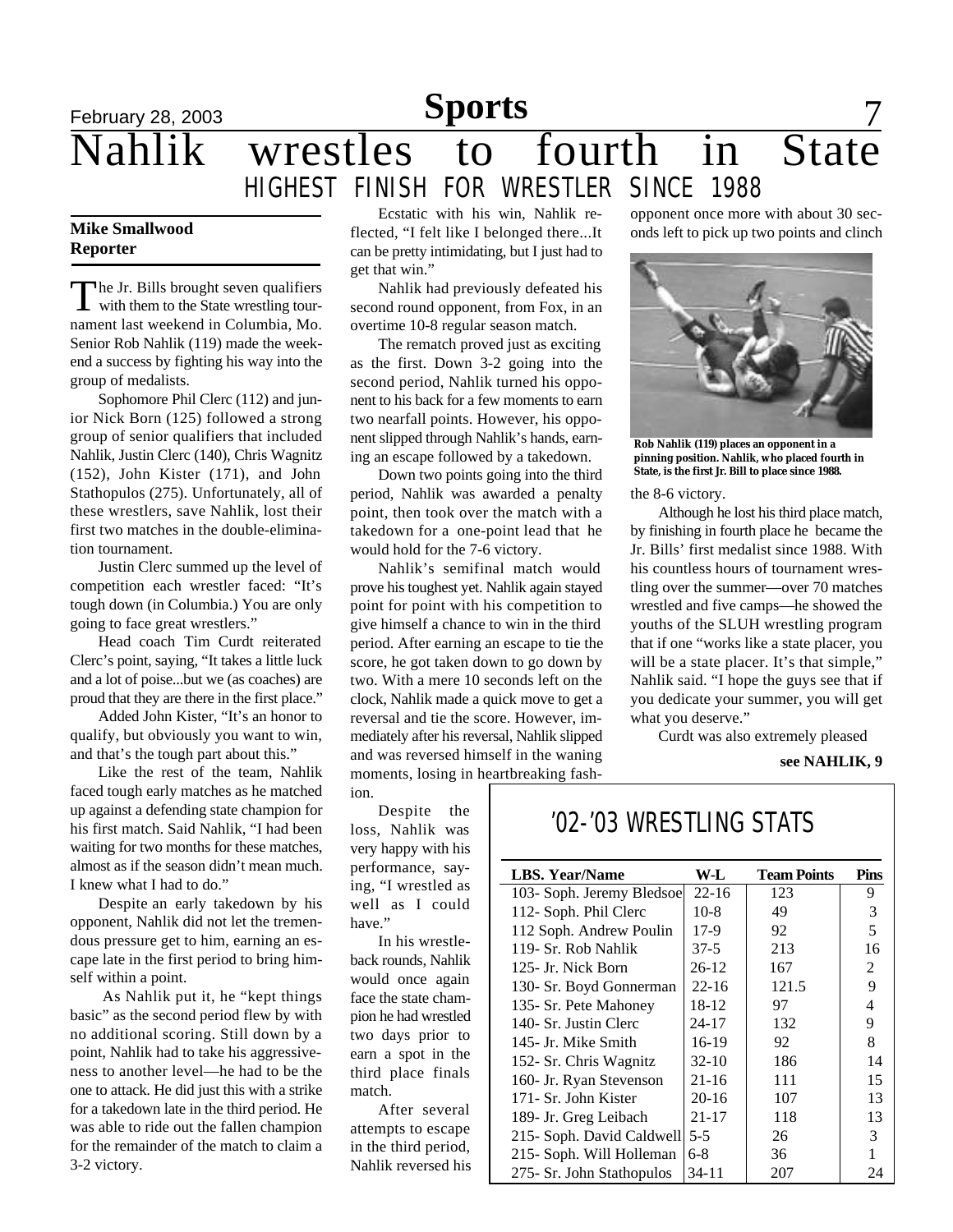# Nahlik wrestles to fourth in State

## HIGHEST FINISH FOR WRESTLER SINCE 1988

**Mike Smallwood**
**Reporter**

The Jr. Bills brought seven qualifiers with them to the State wrestling tournament last weekend in Columbia, Mo. Senior Rob Nahlik (119) made the weekend a success by fighting his way into the group of medalists.

Sophomore Phil Clerc (112) and junior Nick Born (125) followed a strong group of senior qualifiers that included Nahlik, Justin Clerc (140), Chris Wagnitz (152), John Kister (171), and John Stathopulos (275). Unfortunately, all of these wrestlers, save Nahlik, lost their first two matches in the double-elimination tournament.

Justin Clerc summed up the level of competition each wrestler faced: "It's tough down (in Columbia.) You are only going to face great wrestlers."

Head coach Tim Curdt reiterated Clerc's point, saying, "It takes a little luck and a lot of poise...but we (as coaches) are proud that they are there in the first place."

Added John Kister, "It's an honor to qualify, but obviously you want to win, and that's the tough part about this."

Like the rest of the team, Nahlik faced tough early matches as he matched up against a defending state champion for his first match. Said Nahlik, "I had been waiting for two months for these matches, almost as if the season didn't mean much. I knew what I had to do."

Despite an early takedown by his opponent, Nahlik did not let the tremendous pressure get to him, earning an escape late in the first period to bring himself within a point.

As Nahlik put it, he "kept things basic" as the second period flew by with no additional scoring. Still down by a point, Nahlik had to take his aggressiveness to another level—he had to be the one to attack. He did just this with a strike for a takedown late in the third period. He was able to ride out the fallen champion for the remainder of the match to claim a 3-2 victory.

Ecstatic with his win, Nahlik reflected, "I felt like I belonged there...It can be pretty intimidating, but I just had to get that win."

Nahlik had previously defeated his second round opponent, from Fox, in an overtime 10-8 regular season match.

The rematch proved just as exciting as the first. Down 3-2 going into the second period, Nahlik turned his opponent to his back for a few moments to earn two nearfall points. However, his opponent slipped through Nahlik's hands, earning an escape followed by a takedown.

Down two points going into the third period, Nahlik was awarded a penalty point, then took over the match with a takedown for a one-point lead that he would hold for the 7-6 victory.

Nahlik's semifinal match would prove his toughest yet. Nahlik again stayed point for point with his competition to give himself a chance to win in the third period. After earning an escape to tie the score, he got taken down to go down by two. With a mere 10 seconds left on the clock, Nahlik made a quick move to get a reversal and tie the score. However, immediately after his reversal, Nahlik slipped and was reversed himself in the waning moments, losing in heartbreaking fashion.

Despite the loss, Nahlik was very happy with his performance, saying, "I wrestled as well as I could have."

In his wrestleback rounds, Nahlik would once again face the state champion he had wrestled two days prior to earn a spot in the third place finals match.

After several attempts to escape in the third period, Nahlik reversed his opponent once more with about 30 seconds left to pick up two points and clinch the 8-6 victory.

**Rob Nahlik (119) places an opponent in a pinning position. Nahlik, who placed fourth in State, is the first Jr. Bill to place since 1988.**

Although he lost his third place match, by finishing in fourth place he became the Jr. Bills' first medalist since 1988. With his countless hours of tournament wrestling over the summer—over 70 matches wrestled and five camps—he showed the youths of the SLUH wrestling program that if one "works like a state placer, you will be a state placer. It's that simple," Nahlik said. "I hope the guys see that if you dedicate your summer, you will get what you deserve."

Curdt was also extremely pleased

**see NAHLIK, 9**

### '02-'03 WRESTLING STATS

| LBS. Year/Name | W-L | Team Points | Pins |
|---|---|---|---|
| 103- Soph. Jeremy Bledsoe | 22-16 | 123 | 9 |
| 112- Soph. Phil Clerc | 10-8 | 49 | 3 |
| 112 Soph. Andrew Poulin | 17-9 | 92 | 5 |
| 119- Sr. Rob Nahlik | 37-5 | 213 | 16 |
| 125- Jr. Nick Born | 26-12 | 167 | 2 |
| 130- Sr. Boyd Gonnerman | 22-16 | 121.5 | 9 |
| 135- Sr. Pete Mahoney | 18-12 | 97 | 4 |
| 140- Sr. Justin Clerc | 24-17 | 132 | 9 |
| 145- Jr. Mike Smith | 16-19 | 92 | 8 |
| 152- Sr. Chris Wagnitz | 32-10 | 186 | 14 |
| 160- Jr. Ryan Stevenson | 21-16 | 111 | 15 |
| 171- Sr. John Kister | 20-16 | 107 | 13 |
| 189- Jr. Greg Leibach | 21-17 | 118 | 13 |
| 215- Soph. David Caldwell | 5-5 | 26 | 3 |
| 215- Soph. Will Holleman | 6-8 | 36 | 1 |
| 275- Sr. John Stathopulos | 34-11 | 207 | 24 |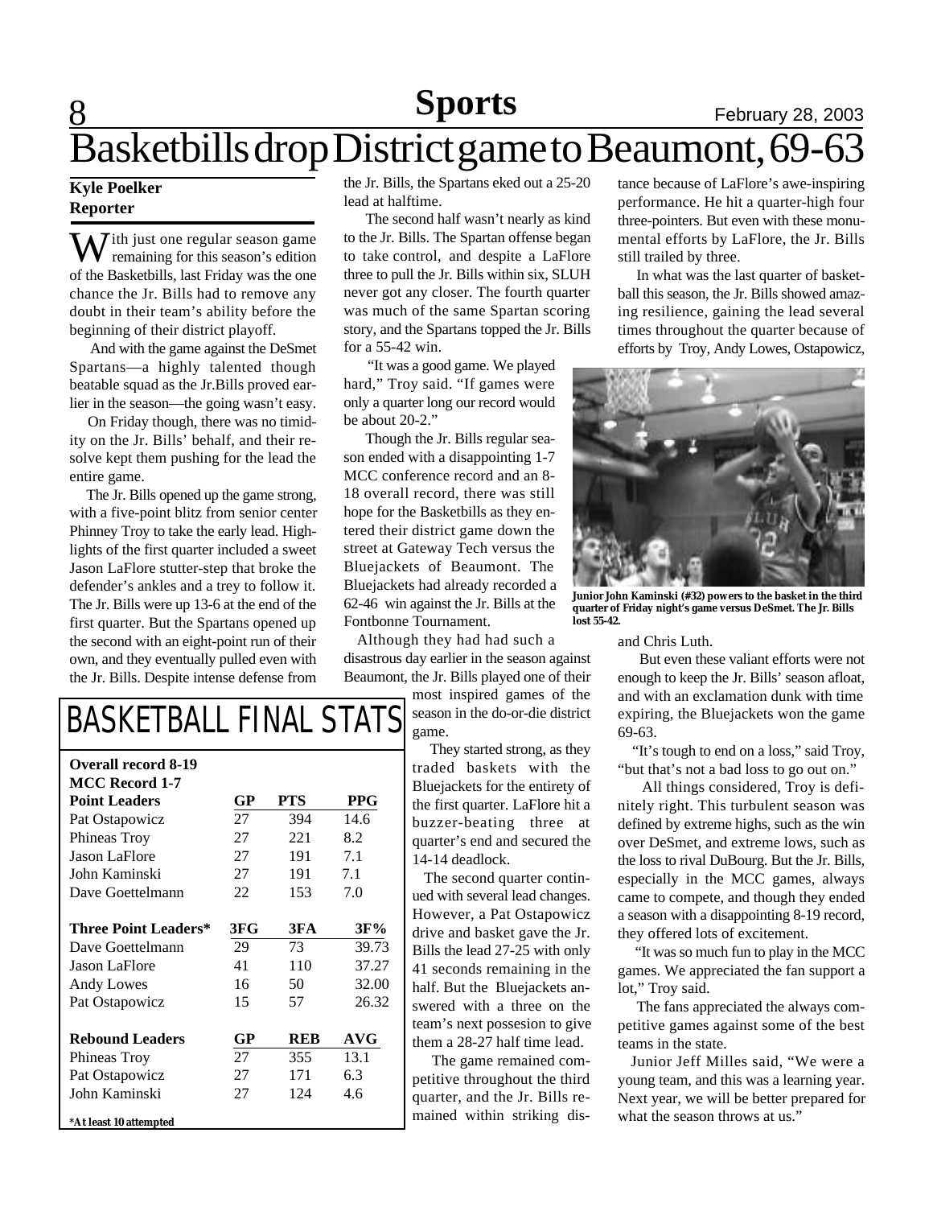# Basketbills drop District game to Beaumont, 69-63

**Kyle Poelker**
**Reporter**

With just one regular season game remaining for this season's edition of the Basketbills, last Friday was the one chance the Jr. Bills had to remove any doubt in their team's ability before the beginning of their district playoff.

And with the game against the DeSmet Spartans—a highly talented though beatable squad as the Jr.Bills proved earlier in the season—the going wasn't easy.

On Friday though, there was no timidity on the Jr. Bills' behalf, and their resolve kept them pushing for the lead the entire game.

The Jr. Bills opened up the game strong, with a five-point blitz from senior center Phinney Troy to take the early lead. Highlights of the first quarter included a sweet Jason LaFlore stutter-step that broke the defender's ankles and a trey to follow it. The Jr. Bills were up 13-6 at the end of the first quarter. But the Spartans opened up the second with an eight-point run of their own, and they eventually pulled even with the Jr. Bills. Despite intense defense from the Jr. Bills, the Spartans eked out a 25-20 lead at halftime.

The second half wasn't nearly as kind to the Jr. Bills. The Spartan offense began to take control, and despite a LaFlore three to pull the Jr. Bills within six, SLUH never got any closer. The fourth quarter was much of the same Spartan scoring story, and the Spartans topped the Jr. Bills for a 55-42 win.

"It was a good game. We played hard," Troy said. "If games were only a quarter long our record would be about 20-2."

Though the Jr. Bills regular season ended with a disappointing 1-7 MCC conference record and an 8-18 overall record, there was still hope for the Basketbills as they entered their district game down the street at Gateway Tech versus the Bluejackets of Beaumont. The Bluejackets had already recorded a 62-46 win against the Jr. Bills at the Fontbonne Tournament.

Although they had had such a disastrous day earlier in the season against Beaumont, the Jr. Bills played one of their most inspired games of the season in the do-or-die district game.

They started strong, as they traded baskets with the Bluejackets for the entirety of the first quarter. LaFlore hit a buzzer-beating three at quarter's end and secured the 14-14 deadlock.

The second quarter continued with several lead changes. However, a Pat Ostapowicz drive and basket gave the Jr. Bills the lead 27-25 with only 41 seconds remaining in the half. But the Bluejackets answered with a three on the team's next possesion to give them a 28-27 half time lead.

The game remained competitive throughout the third quarter, and the Jr. Bills remained within striking distance because of LaFlore's awe-inspiring performance. He hit a quarter-high four three-pointers. But even with these monumental efforts by LaFlore, the Jr. Bills still trailed by three.

In what was the last quarter of basketball this season, the Jr. Bills showed amazing resilience, gaining the lead several times throughout the quarter because of efforts by Troy, Andy Lowes, Ostapowicz, and Chris Luth.

**Junior John Kaminski (#32) powers to the basket in the third quarter of Friday night's game versus DeSmet. The Jr. Bills lost 55-42.**

But even these valiant efforts were not enough to keep the Jr. Bills' season afloat, and with an exclamation dunk with time expiring, the Bluejackets won the game 69-63.

"It's tough to end on a loss," said Troy, "but that's not a bad loss to go out on."

All things considered, Troy is definitely right. This turbulent season was defined by extreme highs, such as the win over DeSmet, and extreme lows, such as the loss to rival DuBourg. But the Jr. Bills, especially in the MCC games, always came to compete, and though they ended a season with a disappointing 8-19 record, they offered lots of excitement.

"It was so much fun to play in the MCC games. We appreciated the fan support a lot," Troy said.

The fans appreciated the always competitive games against some of the best teams in the state.

Junior Jeff Milles said, "We were a young team, and this was a learning year. Next year, we will be better prepared for what the season throws at us."

## BASKETBALL FINAL STATS

**Overall record 8-19**
**MCC Record 1-7**

| **Point Leaders** | **GP** | **PTS** | **PPG** |
|---|---|---|---|
| Pat Ostapowicz | 27 | 394 | 14.6 |
| Phineas Troy | 27 | 221 | 8.2 |
| Jason LaFlore | 27 | 191 | 7.1 |
| John Kaminski | 27 | 191 | 7.1 |
| Dave Goettelmann | 22 | 153 | 7.0 |

| **Three Point Leaders*** | **3FG** | **3FA** | **3F%** |
|---|---|---|---|
| Dave Goettelmann | 29 | 73 | 39.73 |
| Jason LaFlore | 41 | 110 | 37.27 |
| Andy Lowes | 16 | 50 | 32.00 |
| Pat Ostapowicz | 15 | 57 | 26.32 |

| **Rebound Leaders** | **GP** | **REB** | **AVG** |
|---|---|---|---|
| Phineas Troy | 27 | 355 | 13.1 |
| Pat Ostapowicz | 27 | 171 | 6.3 |
| John Kaminski | 27 | 124 | 4.6 |

**\*At least 10 attempted**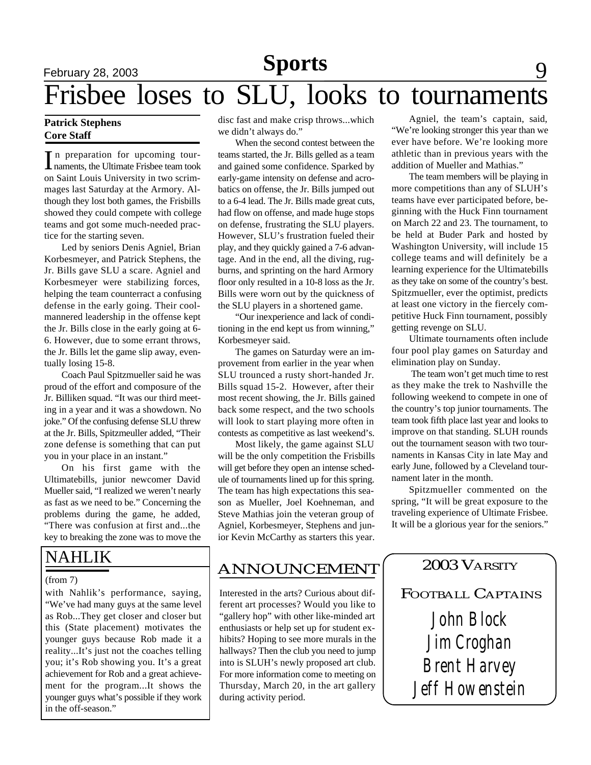# Frisbee loses to SLU, looks to tournaments

**Patrick Stephens**
**Core Staff**

In preparation for upcoming tournaments, the Ultimate Frisbee team took on Saint Louis University in two scrimmages last Saturday at the Armory. Although they lost both games, the Frisbills showed they could compete with college teams and got some much-needed practice for the starting seven.

Led by seniors Denis Agniel, Brian Korbesmeyer, and Patrick Stephens, the Jr. Bills gave SLU a scare. Agniel and Korbesmeyer were stabilizing forces, helping the team counterract a confusing defense in the early going. Their cool-mannered leadership in the offense kept the Jr. Bills close in the early going at 6-6. However, due to some errant throws, the Jr. Bills let the game slip away, eventually losing 15-8.

Coach Paul Spitzmueller said he was proud of the effort and composure of the Jr. Billiken squad. "It was our third meeting in a year and it was a showdown. No joke." Of the confusing defense SLU threw at the Jr. Bills, Spitzmeuller added, "Their zone defense is something that can put you in your place in an instant."

On his first game with the Ultimatebills, junior newcomer David Mueller said, "I realized we weren't nearly as fast as we need to be." Concerning the problems during the game, he added, "There was confusion at first and...the key to breaking the zone was to move the disc fast and make crisp throws...which we didn't always do."

When the second contest between the teams started, the Jr. Bills gelled as a team and gained some confidence. Sparked by early-game intensity on defense and acrobatics on offense, the Jr. Bills jumped out to a 6-4 lead. The Jr. Bills made great cuts, had flow on offense, and made huge stops on defense, frustrating the SLU players. However, SLU's frustration fueled their play, and they quickly gained a 7-6 advantage. And in the end, all the diving, rugburns, and sprinting on the hard Armory floor only resulted in a 10-8 loss as the Jr. Bills were worn out by the quickness of the SLU players in a shortened game.

"Our inexperience and lack of conditioning in the end kept us from winning," Korbesmeyer said.

The games on Saturday were an improvement from earlier in the year when SLU trounced a rusty short-handed Jr. Bills squad 15-2. However, after their most recent showing, the Jr. Bills gained back some respect, and the two schools will look to start playing more often in contests as competitive as last weekend's.

Most likely, the game against SLU will be the only competition the Frisbills will get before they open an intense schedule of tournaments lined up for this spring. The team has high expectations this season as Mueller, Joel Koehneman, and Steve Mathias join the veteran group of Agniel, Korbesmeyer, Stephens and junior Kevin McCarthy as starters this year.

Agniel, the team's captain, said, "We're looking stronger this year than we ever have before. We're looking more athletic than in previous years with the addition of Mueller and Mathias."

The team members will be playing in more competitions than any of SLUH's teams have ever participated before, beginning with the Huck Finn tournament on March 22 and 23. The tournament, to be held at Buder Park and hosted by Washington University, will include 15 college teams and will definitely be a learning experience for the Ultimatebills as they take on some of the country's best. Spitzmueller, ever the optimist, predicts at least one victory in the fiercely competitive Huck Finn tournament, possibly getting revenge on SLU.

Ultimate tournaments often include four pool play games on Saturday and elimination play on Sunday.

The team won't get much time to rest as they make the trek to Nashville the following weekend to compete in one of the country's top junior tournaments. The team took fifth place last year and looks to improve on that standing. SLUH rounds out the tournament season with two tournaments in Kansas City in late May and early June, followed by a Cleveland tournament later in the month.

Spitzmueller commented on the spring, "It will be great exposure to the traveling experience of Ultimate Frisbee. It will be a glorious year for the seniors."

## NAHLIK

(from 7)

with Nahlik's performance, saying, "We've had many guys at the same level as Rob...They get closer and closer but this (State placement) motivates the younger guys because Rob made it a reality...It's just not the coaches telling you; it's Rob showing you. It's a great achievement for Rob and a great achievement for the program...It shows the younger guys what's possible if they work in the off-season."

## ANNOUNCEMENT

Interested in the arts? Curious about different art processes? Would you like to "gallery hop" with other like-minded art enthusiasts or help set up for student exhibits? Hoping to see more murals in the hallways? Then the club you need to jump into is SLUH's newly proposed art club. For more information come to meeting on Thursday, March 20, in the art gallery during activity period.

## 2003 Varsity Football Captains

John Block
Jim Croghan
Brent Harvey
Jeff Howenstein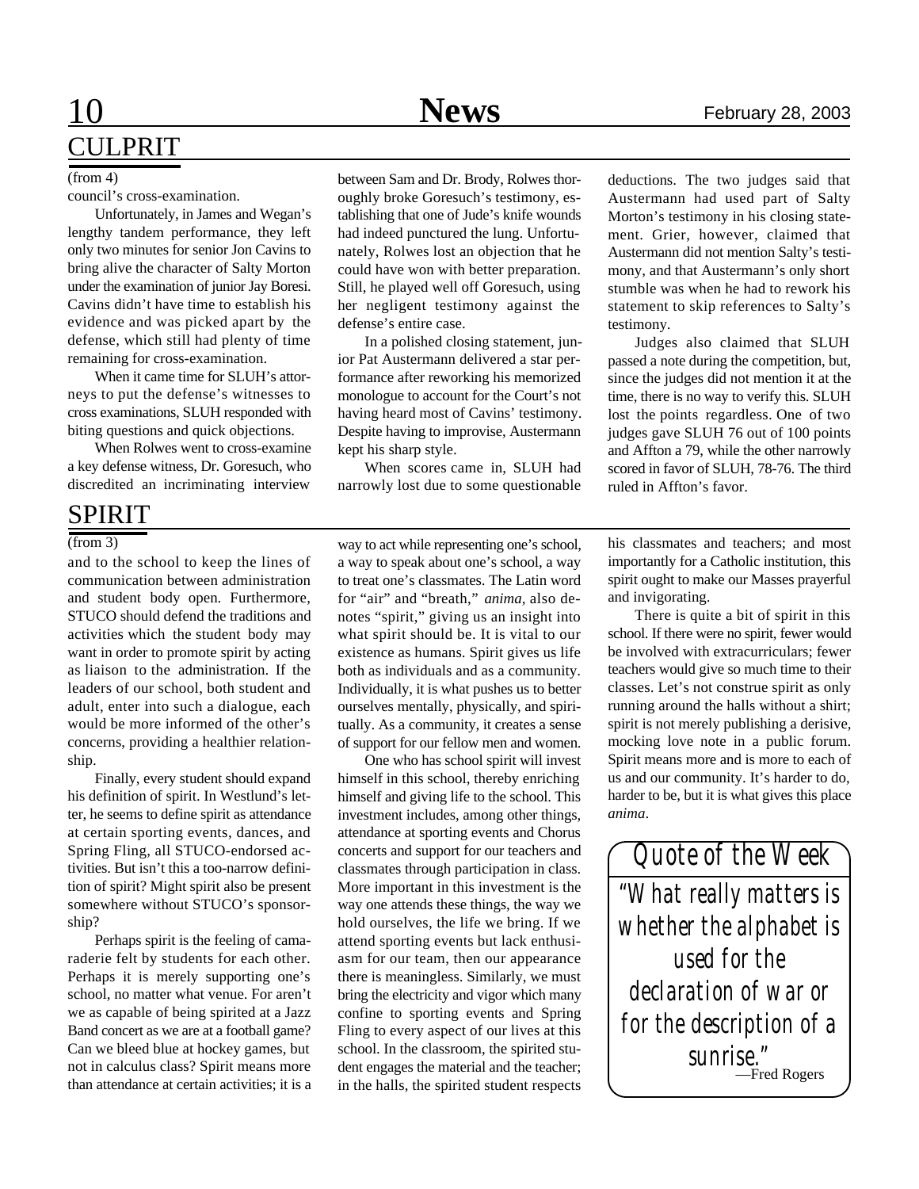## CULPRIT

(from 4)

council's cross-examination.

Unfortunately, in James and Wegan's lengthy tandem performance, they left only two minutes for senior Jon Cavins to bring alive the character of Salty Morton under the examination of junior Jay Boresi. Cavins didn't have time to establish his evidence and was picked apart by the defense, which still had plenty of time remaining for cross-examination.

When it came time for SLUH's attorneys to put the defense's witnesses to cross examinations, SLUH responded with biting questions and quick objections.

When Rolwes went to cross-examine a key defense witness, Dr. Goresuch, who discredited an incriminating interview between Sam and Dr. Brody, Rolwes thoroughly broke Goresuch's testimony, establishing that one of Jude's knife wounds had indeed punctured the lung. Unfortunately, Rolwes lost an objection that he could have won with better preparation. Still, he played well off Goresuch, using her negligent testimony against the defense's entire case.

In a polished closing statement, junior Pat Austermann delivered a star performance after reworking his memorized monologue to account for the Court's not having heard most of Cavins' testimony. Despite having to improvise, Austermann kept his sharp style.

When scores came in, SLUH had narrowly lost due to some questionable deductions. The two judges said that Austermann had used part of Salty Morton's testimony in his closing statement. Grier, however, claimed that Austermann did not mention Salty's testimony, and that Austermann's only short stumble was when he had to rework his statement to skip references to Salty's testimony.

Judges also claimed that SLUH passed a note during the competition, but, since the judges did not mention it at the time, there is no way to verify this. SLUH lost the points regardless. One of two judges gave SLUH 76 out of 100 points and Affton a 79, while the other narrowly scored in favor of SLUH, 78-76. The third ruled in Affton's favor.

## SPIRIT

(from 3)

and to the school to keep the lines of communication between administration and student body open. Furthermore, STUCO should defend the traditions and activities which the student body may want in order to promote spirit by acting as liaison to the administration. If the leaders of our school, both student and adult, enter into such a dialogue, each would be more informed of the other's concerns, providing a healthier relationship.

Finally, every student should expand his definition of spirit. In Westlund's letter, he seems to define spirit as attendance at certain sporting events, dances, and Spring Fling, all STUCO-endorsed activities. But isn't this a too-narrow definition of spirit? Might spirit also be present somewhere without STUCO's sponsorship?

Perhaps spirit is the feeling of camaraderie felt by students for each other. Perhaps it is merely supporting one's school, no matter what venue. For aren't we as capable of being spirited at a Jazz Band concert as we are at a football game? Can we bleed blue at hockey games, but not in calculus class? Spirit means more than attendance at certain activities; it is a way to act while representing one's school, a way to speak about one's school, a way to treat one's classmates. The Latin word for "air" and "breath," *anima*, also denotes "spirit," giving us an insight into what spirit should be. It is vital to our existence as humans. Spirit gives us life both as individuals and as a community. Individually, it is what pushes us to better ourselves mentally, physically, and spiritually. As a community, it creates a sense of support for our fellow men and women.

One who has school spirit will invest himself in this school, thereby enriching himself and giving life to the school. This investment includes, among other things, attendance at sporting events and Chorus concerts and support for our teachers and classmates through participation in class. More important in this investment is the way one attends these things, the way we hold ourselves, the life we bring. If we attend sporting events but lack enthusiasm for our team, then our appearance there is meaningless. Similarly, we must bring the electricity and vigor which many confine to sporting events and Spring Fling to every aspect of our lives at this school. In the classroom, the spirited student engages the material and the teacher; in the halls, the spirited student respects his classmates and teachers; and most importantly for a Catholic institution, this spirit ought to make our Masses prayerful and invigorating.

There is quite a bit of spirit in this school. If there were no spirit, fewer would be involved with extracurriculars; fewer teachers would give so much time to their classes. Let's not construe spirit as only running around the halls without a shirt; spirit is not merely publishing a derisive, mocking love note in a public forum. Spirit means more and is more to each of us and our community. It's harder to do, harder to be, but it is what gives this place *anima*.

### Quote of the Week

*"What really matters is whether the alphabet is used for the declaration of war or for the description of a sunrise."*

—Fred Rogers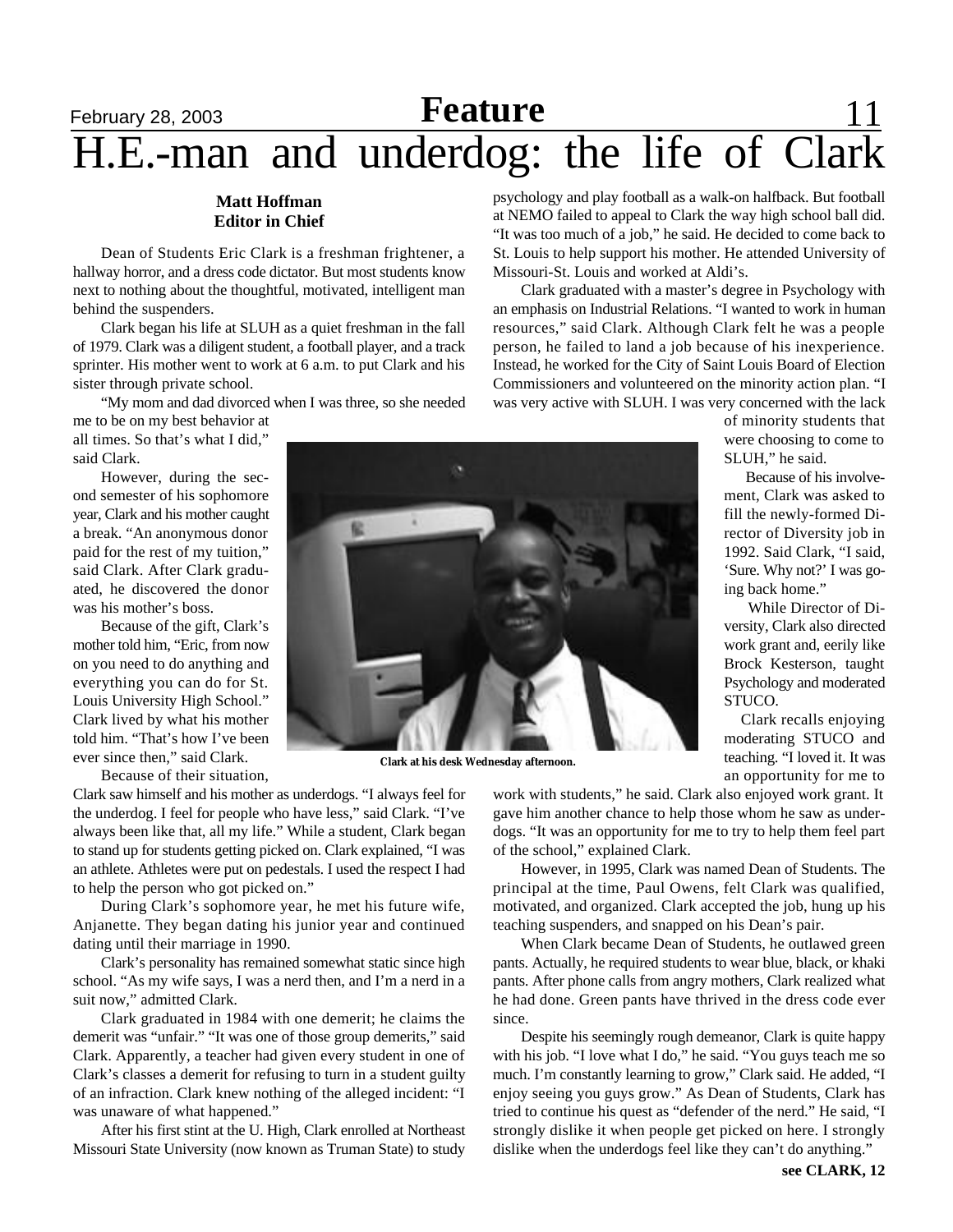# H.E.-man and underdog: the life of Clark

**Matt Hoffman**
**Editor in Chief**

Dean of Students Eric Clark is a freshman frightener, a hallway horror, and a dress code dictator. But most students know next to nothing about the thoughtful, motivated, intelligent man behind the suspenders.

Clark began his life at SLUH as a quiet freshman in the fall of 1979. Clark was a diligent student, a football player, and a track sprinter. His mother went to work at 6 a.m. to put Clark and his sister through private school.

"My mom and dad divorced when I was three, so she needed me to be on my best behavior at all times. So that's what I did," said Clark.

However, during the second semester of his sophomore year, Clark and his mother caught a break. "An anonymous donor paid for the rest of my tuition," said Clark. After Clark graduated, he discovered the donor was his mother's boss.

Because of the gift, Clark's mother told him, "Eric, from now on you need to do anything and everything you can do for St. Louis University High School." Clark lived by what his mother told him. "That's how I've been ever since then," said Clark.

Clark at his desk Wednesday afternoon.

Because of their situation, Clark saw himself and his mother as underdogs. "I always feel for the underdog. I feel for people who have less," said Clark. "I've always been like that, all my life." While a student, Clark began to stand up for students getting picked on. Clark explained, "I was an athlete. Athletes were put on pedestals. I used the respect I had to help the person who got picked on."

During Clark's sophomore year, he met his future wife, Anjanette. They began dating his junior year and continued dating until their marriage in 1990.

Clark's personality has remained somewhat static since high school. "As my wife says, I was a nerd then, and I'm a nerd in a suit now," admitted Clark.

Clark graduated in 1984 with one demerit; he claims the demerit was "unfair." "It was one of those group demerits," said Clark. Apparently, a teacher had given every student in one of Clark's classes a demerit for refusing to turn in a student guilty of an infraction. Clark knew nothing of the alleged incident: "I was unaware of what happened."

After his first stint at the U. High, Clark enrolled at Northeast Missouri State University (now known as Truman State) to study psychology and play football as a walk-on halfback. But football at NEMO failed to appeal to Clark the way high school ball did. "It was too much of a job," he said. He decided to come back to St. Louis to help support his mother. He attended University of Missouri-St. Louis and worked at Aldi's.

Clark graduated with a master's degree in Psychology with an emphasis on Industrial Relations. "I wanted to work in human resources," said Clark. Although Clark felt he was a people person, he failed to land a job because of his inexperience. Instead, he worked for the City of Saint Louis Board of Election Commissioners and volunteered on the minority action plan. "I was very active with SLUH. I was very concerned with the lack of minority students that were choosing to come to SLUH," he said.

Because of his involvement, Clark was asked to fill the newly-formed Director of Diversity job in 1992. Said Clark, "I said, 'Sure. Why not?' I was going back home."

While Director of Diversity, Clark also directed work grant and, eerily like Brock Kesterson, taught Psychology and moderated STUCO.

Clark recalls enjoying moderating STUCO and teaching. "I loved it. It was an opportunity for me to work with students," he said. Clark also enjoyed work grant. It gave him another chance to help those whom he saw as underdogs. "It was an opportunity for me to try to help them feel part of the school," explained Clark.

However, in 1995, Clark was named Dean of Students. The principal at the time, Paul Owens, felt Clark was qualified, motivated, and organized. Clark accepted the job, hung up his teaching suspenders, and snapped on his Dean's pair.

When Clark became Dean of Students, he outlawed green pants. Actually, he required students to wear blue, black, or khaki pants. After phone calls from angry mothers, Clark realized what he had done. Green pants have thrived in the dress code ever since.

Despite his seemingly rough demeanor, Clark is quite happy with his job. "I love what I do," he said. "You guys teach me so much. I'm constantly learning to grow," Clark said. He added, "I enjoy seeing you guys grow." As Dean of Students, Clark has tried to continue his quest as "defender of the nerd." He said, "I strongly dislike it when people get picked on here. I strongly dislike when the underdogs feel like they can't do anything."

**see CLARK, 12**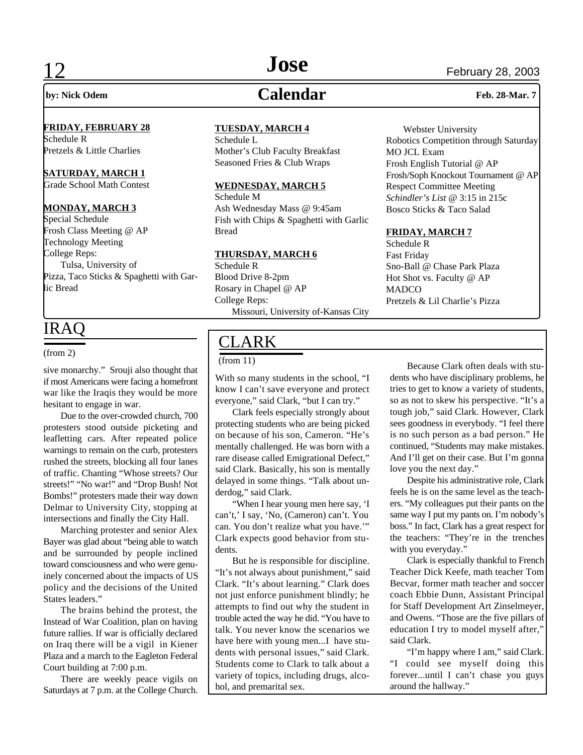# Jose Calendar

by: Nick Odem

Feb. 28-Mar. 7

**FRIDAY, FEBRUARY 28**
Schedule R
Pretzels & Little Charlies

**SATURDAY, MARCH 1**
Grade School Math Contest

**MONDAY, MARCH 3**
Special Schedule
Frosh Class Meeting @ AP
Technology Meeting
College Reps:
Tulsa, University of
Pizza, Taco Sticks & Spaghetti with Garlic Bread

**TUESDAY, MARCH 4**
Schedule L
Mother's Club Faculty Breakfast
Seasoned Fries & Club Wraps

**WEDNESDAY, MARCH 5**
Schedule M
Ash Wednesday Mass @ 9:45am
Fish with Chips & Spaghetti with Garlic Bread

**THURSDAY, MARCH 6**
Schedule R
Blood Drive 8-2pm
Rosary in Chapel @ AP
College Reps:
Missouri, University of-Kansas City
Webster University
Robotics Competition through Saturday
MO JCL Exam
Frosh English Tutorial @ AP
Frosh/Soph Knockout Tournament @ AP
Respect Committee Meeting
*Schindler's List* @ 3:15 in 215c
Bosco Sticks & Taco Salad

**FRIDAY, MARCH 7**
Schedule R
Fast Friday
Sno-Ball @ Chase Park Plaza
Hot Shot vs. Faculty @ AP
MADCO
Pretzels & Lil Charlie's Pizza

## IRAQ

(from 2)

sive monarchy." Srouji also thought that if most Americans were facing a homefront war like the Iraqis they would be more hesitant to engage in war.

Due to the over-crowded church, 700 protesters stood outside picketing and leafletting cars. After repeated police warnings to remain on the curb, protesters rushed the streets, blocking all four lanes of traffic. Chanting "Whose streets? Our streets!" "No war!" and "Drop Bush! Not Bombs!" protesters made their way down Delmar to University City, stopping at intersections and finally the City Hall.

Marching protester and senior Alex Bayer was glad about "being able to watch and be surrounded by people inclined toward consciousness and who were genuinely concerned about the impacts of US policy and the decisions of the United States leaders."

The brains behind the protest, the Instead of War Coalition, plan on having future rallies. If war is officially declared on Iraq there will be a vigil in Kiener Plaza and a march to the Eagleton Federal Court building at 7:00 p.m.

There are weekly peace vigils on Saturdays at 7 p.m. at the College Church.

## CLARK

(from 11)

With so many students in the school, "I know I can't save everyone and protect everyone," said Clark, "but I can try."

Clark feels especially strongly about protecting students who are being picked on because of his son, Cameron. "He's mentally challenged. He was born with a rare disease called Emigrational Defect," said Clark. Basically, his son is mentally delayed in some things. "Talk about underdog," said Clark.

"When I hear young men here say, 'I can't,' I say, 'No, (Cameron) can't. You can. You don't realize what you have.'" Clark expects good behavior from students.

But he is responsible for discipline. "It's not always about punishment," said Clark. "It's about learning." Clark does not just enforce punishment blindly; he attempts to find out why the student in trouble acted the way he did. "You have to talk. You never know the scenarios we have here with young men...I have students with personal issues," said Clark. Students come to Clark to talk about a variety of topics, including drugs, alcohol, and premarital sex.

Because Clark often deals with students who have disciplinary problems, he tries to get to know a variety of students, so as not to skew his perspective. "It's a tough job," said Clark. However, Clark sees goodness in everybody. "I feel there is no such person as a bad person." He continued, "Students may make mistakes. And I'll get on their case. But I'm gonna love you the next day."

Despite his administrative role, Clark feels he is on the same level as the teachers. "My colleagues put their pants on the same way I put my pants on. I'm nobody's boss." In fact, Clark has a great respect for the teachers: "They're in the trenches with you everyday."

Clark is especially thankful to French Teacher Dick Keefe, math teacher Tom Becvar, former math teacher and soccer coach Ebbie Dunn, Assistant Principal for Staff Development Art Zinselmeyer, and Owens. "Those are the five pillars of education I try to model myself after," said Clark.

"I'm happy where I am," said Clark. "I could see myself doing this forever...until I can't chase you guys around the hallway."